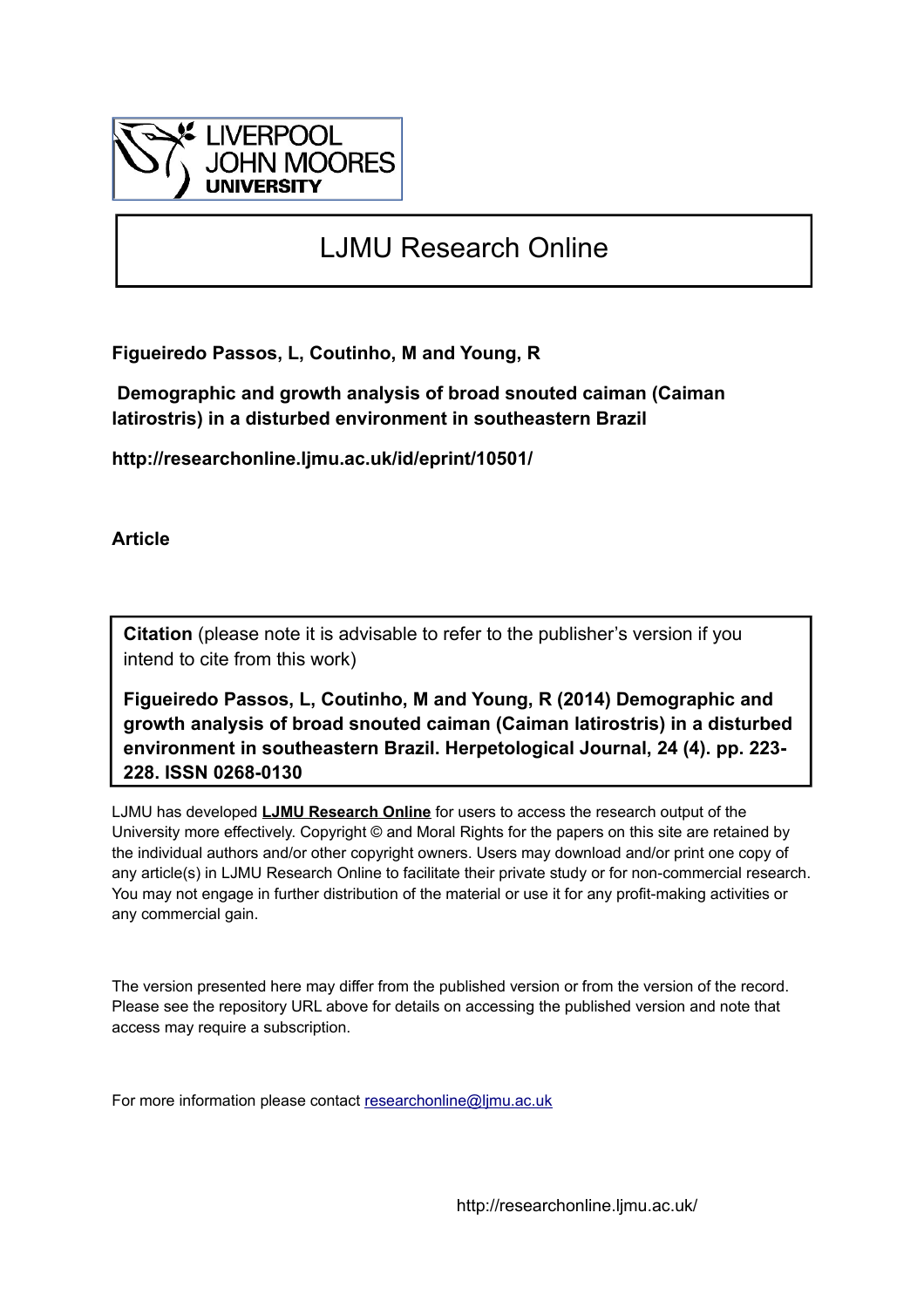LIVERPOOL JOHN MOORES UNIVERSITY

# LJMU Research Online

**Figueiredo Passos, L, Coutinho, M and Young, R**

**Demographic and growth analysis of broad snouted caiman (Caiman latirostris) in a disturbed environment in southeastern Brazil**

**http://researchonline.ljmu.ac.uk/id/eprint/10501/**

**Article**

**Citation** (please note it is advisable to refer to the publisher's version if you intend to cite from this work)

**Figueiredo Passos, L, Coutinho, M and Young, R (2014) Demographic and growth analysis of broad snouted caiman (Caiman latirostris) in a disturbed environment in southeastern Brazil. Herpetological Journal, 24 (4). pp. 223-228. ISSN 0268-0130**

LJMU has developed **LJMU Research Online** for users to access the research output of the University more effectively. Copyright © and Moral Rights for the papers on this site are retained by the individual authors and/or other copyright owners. Users may download and/or print one copy of any article(s) in LJMU Research Online to facilitate their private study or for non-commercial research. You may not engage in further distribution of the material or use it for any profit-making activities or any commercial gain.

The version presented here may differ from the published version or from the version of the record. Please see the repository URL above for details on accessing the published version and note that access may require a subscription.

For more information please contact researchonline@ljmu.ac.uk

http://researchonline.ljmu.ac.uk/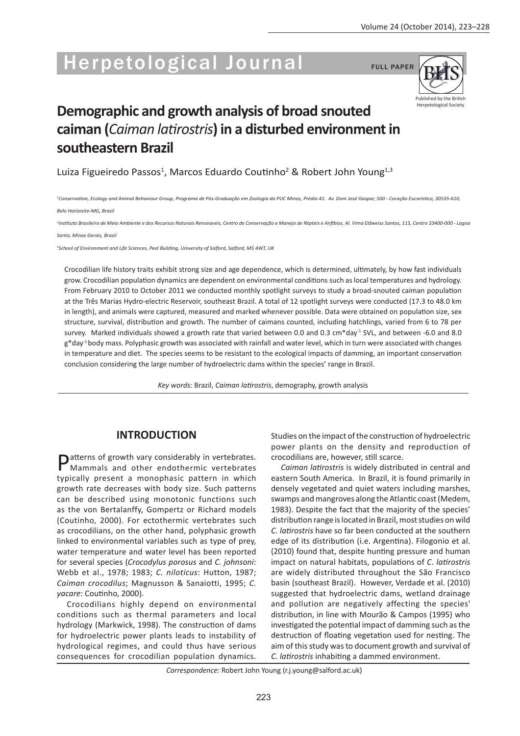# Demographic and growth analysis of broad snouted caiman (*Caiman latirostris*) in a disturbed environment in southeastern Brazil

Luiza Figueiredo Passos[1], Marcos Eduardo Coutinho[2] & Robert John Young[1,3]

[1]*Conservation, Ecology and Animal Behaviour Group, Programa de Pós-Graduação em Zoologia da PUC Minas, Prédio 41. Av. Dom José Gaspar, 500 - Coração Eucarístico, 30535-610, Belo Horizonte-MG, Brazil*

[2]*Instituto Brasileiro de Meio Ambiente e dos Recursos Naturais Renovaveis, Centro de Conservação e Manejo de Répteis e Anfíbios, Al. Vima Eldweiss Santos, 115, Centro 33400-000 - Lagoa Santa, Minas Gerais, Brazil*

[3]*School of Environment and Life Sciences, Peel Building, University of Salford, Salford, M5 4WT, UK*

Crocodilian life history traits exhibit strong size and age dependence, which is determined, ultimately, by how fast individuals grow. Crocodilian population dynamics are dependent on environmental conditions such as local temperatures and hydrology. From February 2010 to October 2011 we conducted monthly spotlight surveys to study a broad-snouted caiman population at the Três Marias Hydro-electric Reservoir, southeast Brazil. A total of 12 spotlight surveys were conducted (17.3 to 48.0 km in length), and animals were captured, measured and marked whenever possible. Data were obtained on population size, sex structure, survival, distribution and growth. The number of caimans counted, including hatchlings, varied from 6 to 78 per survey. Marked individuals showed a growth rate that varied between 0.0 and 0.3 $cm*day^{-1}$ SVL, and between -6.0 and 8.0 $g*day^{-1}$ body mass. Polyphasic growth was associated with rainfall and water level, which in turn were associated with changes in temperature and diet. The species seems to be resistant to the ecological impacts of damming, an important conservation conclusion considering the large number of hydroelectric dams within the species' range in Brazil.

*Key words:* Brazil, *Caiman latirostris*, demography, growth analysis

## INTRODUCTION

Patterns of growth vary considerably in vertebrates. Mammals and other endothermic vertebrates typically present a monophasic pattern in which growth rate decreases with body size. Such patterns can be described using monotonic functions such as the von Bertalanffy, Gompertz or Richard models (Coutinho, 2000). For ectothermic vertebrates such as crocodilians, on the other hand, polyphasic growth linked to environmental variables such as type of prey, water temperature and water level has been reported for several species (*Crocodylus porosus* and *C. johnsoni*: Webb et al., 1978; 1983; *C. niloticus*: Hutton, 1987; *Caiman crocodilus*; Magnusson & Sanaiotti, 1995; *C. yacare*: Coutinho, 2000).

Crocodilians highly depend on environmental conditions such as thermal parameters and local hydrology (Markwick, 1998). The construction of dams for hydroelectric power plants leads to instability of hydrological regimes, and could thus have serious consequences for crocodilian population dynamics. Studies on the impact of the construction of hydroelectric power plants on the density and reproduction of crocodilians are, however, still scarce.

*Caiman latirostris* is widely distributed in central and eastern South America. In Brazil, it is found primarily in densely vegetated and quiet waters including marshes, swamps and mangroves along the Atlantic coast (Medem, 1983). Despite the fact that the majority of the species' distribution range is located in Brazil, most studies on wild *C. latirostris* have so far been conducted at the southern edge of its distribution (i.e. Argentina). Filogonio et al. (2010) found that, despite hunting pressure and human impact on natural habitats, populations of *C. latirostris* are widely distributed throughout the São Francisco basin (southeast Brazil). However, Verdade et al. (2010) suggested that hydroelectric dams, wetland drainage and pollution are negatively affecting the species' distribution, in line with Mourão & Campos (1995) who investigated the potential impact of damming such as the destruction of floating vegetation used for nesting. The aim of this study was to document growth and survival of *C. latirostris* inhabiting a dammed environment.

*Correspondence:* Robert John Young (r.j.young@salford.ac.uk)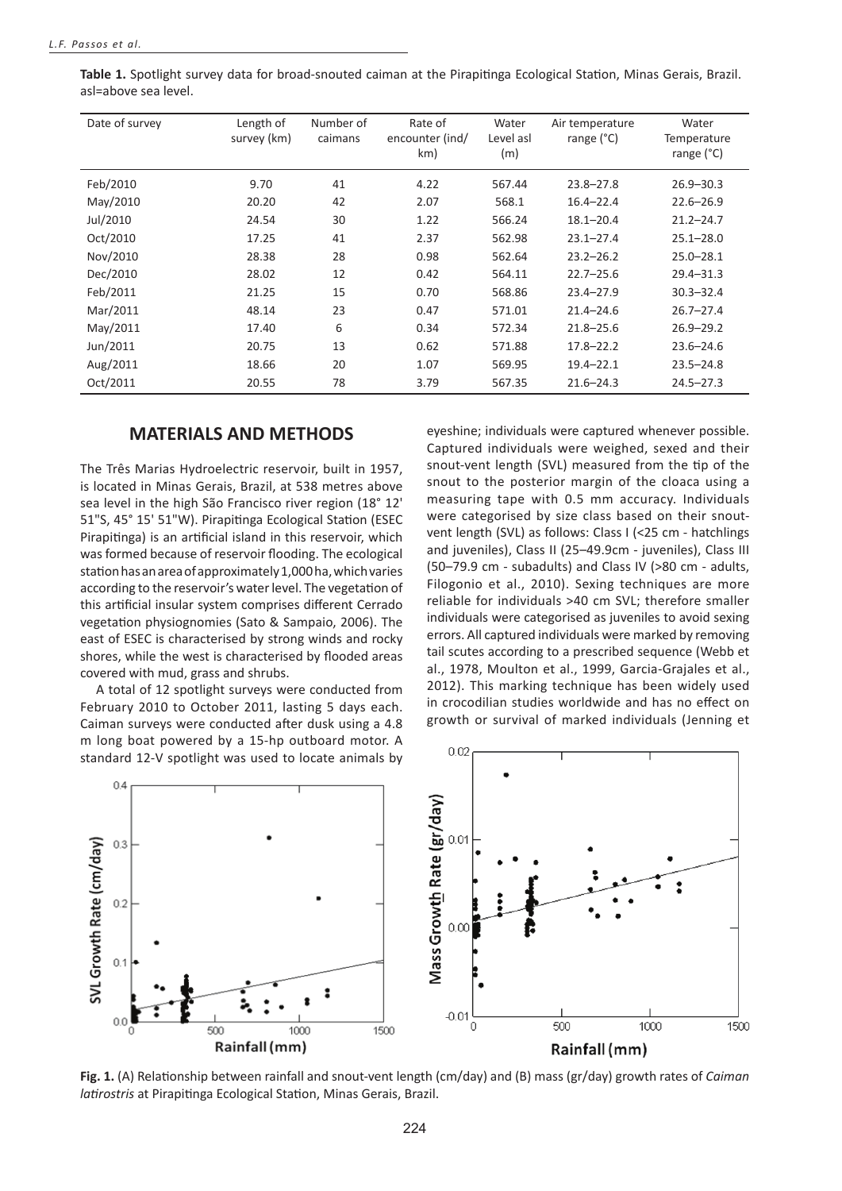**Table 1.** Spotlight survey data for broad-snouted caiman at the Pirapitinga Ecological Station, Minas Gerais, Brazil. asl=above sea level.

| Date of survey | Length of survey (km) | Number of caimans | Rate of encounter (ind/km) | Water Level asl (m) | Air temperature range (°C) | Water Temperature range (°C) |
|---|---|---|---|---|---|---|
| Feb/2010 | 9.70 | 41 | 4.22 | 567.44 | 23.8–27.8 | 26.9–30.3 |
| May/2010 | 20.20 | 42 | 2.07 | 568.1 | 16.4–22.4 | 22.6–26.9 |
| Jul/2010 | 24.54 | 30 | 1.22 | 566.24 | 18.1–20.4 | 21.2–24.7 |
| Oct/2010 | 17.25 | 41 | 2.37 | 562.98 | 23.1–27.4 | 25.1–28.0 |
| Nov/2010 | 28.38 | 28 | 0.98 | 562.64 | 23.2–26.2 | 25.0–28.1 |
| Dec/2010 | 28.02 | 12 | 0.42 | 564.11 | 22.7–25.6 | 29.4–31.3 |
| Feb/2011 | 21.25 | 15 | 0.70 | 568.86 | 23.4–27.9 | 30.3–32.4 |
| Mar/2011 | 48.14 | 23 | 0.47 | 571.01 | 21.4–24.6 | 26.7–27.4 |
| May/2011 | 17.40 | 6 | 0.34 | 572.34 | 21.8–25.6 | 26.9–29.2 |
| Jun/2011 | 20.75 | 13 | 0.62 | 571.88 | 17.8–22.2 | 23.6–24.6 |
| Aug/2011 | 18.66 | 20 | 1.07 | 569.95 | 19.4–22.1 | 23.5–24.8 |
| Oct/2011 | 20.55 | 78 | 3.79 | 567.35 | 21.6–24.3 | 24.5–27.3 |

## MATERIALS AND METHODS

The Três Marias Hydroelectric reservoir, built in 1957, is located in Minas Gerais, Brazil, at 538 metres above sea level in the high São Francisco river region (18° 12' 51"S, 45° 15' 51"W). Pirapitinga Ecological Station (ESEC Pirapitinga) is an artificial island in this reservoir, which was formed because of reservoir flooding. The ecological station has an area of approximately 1,000 ha, which varies according to the reservoir's water level. The vegetation of this artificial insular system comprises different Cerrado vegetation physiognomies (Sato & Sampaio, 2006). The east of ESEC is characterised by strong winds and rocky shores, while the west is characterised by flooded areas covered with mud, grass and shrubs.

A total of 12 spotlight surveys were conducted from February 2010 to October 2011, lasting 5 days each. Caiman surveys were conducted after dusk using a 4.8 m long boat powered by a 15-hp outboard motor. A standard 12-V spotlight was used to locate animals by eyeshine; individuals were captured whenever possible. Captured individuals were weighed, sexed and their snout-vent length (SVL) measured from the tip of the snout to the posterior margin of the cloaca using a measuring tape with 0.5 mm accuracy. Individuals were categorised by size class based on their snout-vent length (SVL) as follows: Class I (<25 cm - hatchlings and juveniles), Class II (25–49.9cm - juveniles), Class III (50–79.9 cm - subadults) and Class IV (>80 cm - adults, Filogonio et al., 2010). Sexing techniques are more reliable for individuals >40 cm SVL; therefore smaller individuals were categorised as juveniles to avoid sexing errors. All captured individuals were marked by removing tail scutes according to a prescribed sequence (Webb et al., 1978, Moulton et al., 1999, Garcia-Grajales et al., 2012). This marking technique has been widely used in crocodilian studies worldwide and has no effect on growth or survival of marked individuals (Jenning et

**Fig. 1.** (A) Relationship between rainfall and snout-vent length (cm/day) and (B) mass (gr/day) growth rates of *Caiman latirostris* at Pirapitinga Ecological Station, Minas Gerais, Brazil.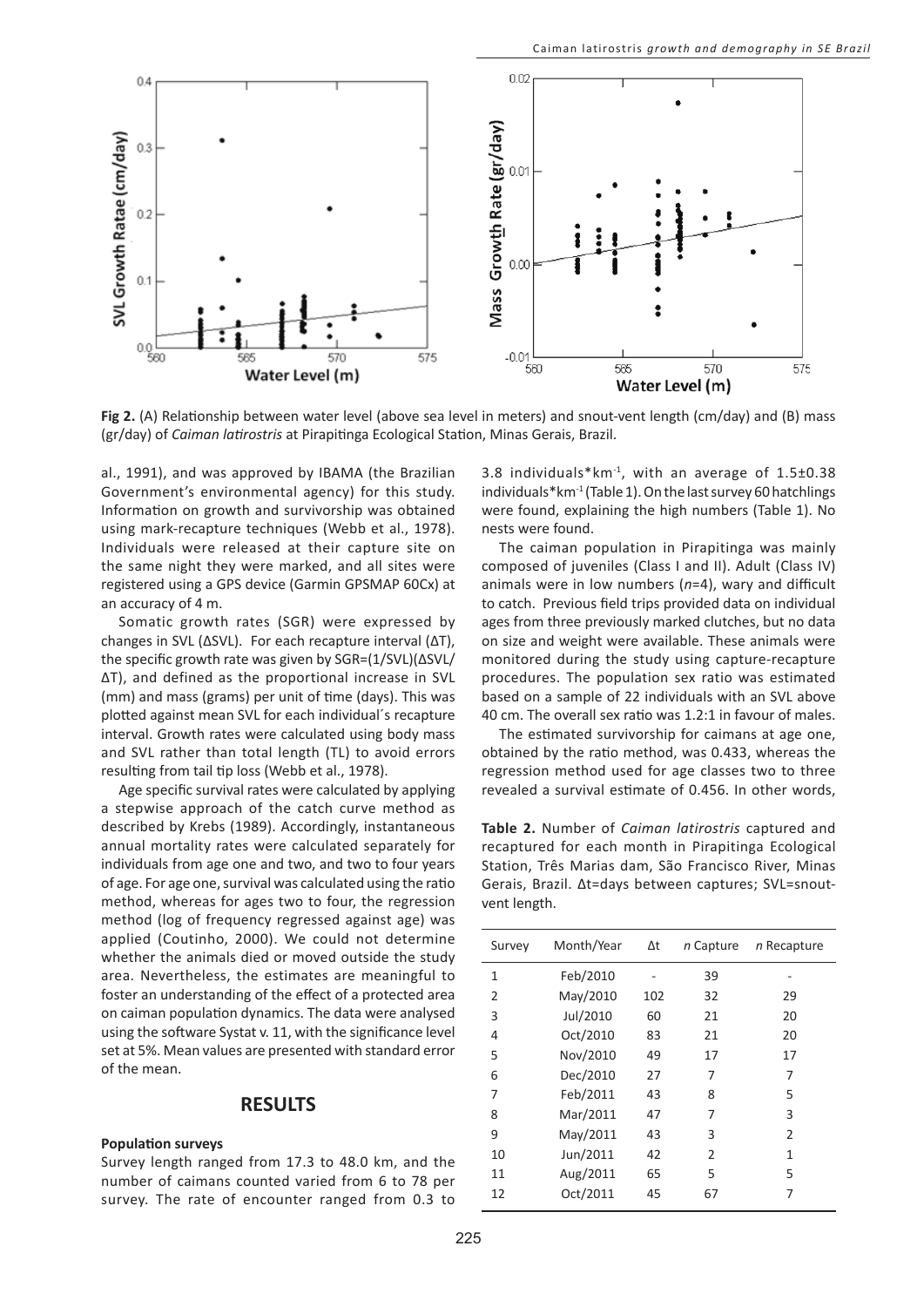**Fig 2.** (A) Relationship between water level (above sea level in meters) and snout-vent length (cm/day) and (B) mass (gr/day) of *Caiman latirostris* at Pirapitinga Ecological Station, Minas Gerais, Brazil.

al., 1991), and was approved by IBAMA (the Brazilian Government's environmental agency) for this study. Information on growth and survivorship was obtained using mark-recapture techniques (Webb et al., 1978). Individuals were released at their capture site on the same night they were marked, and all sites were registered using a GPS device (Garmin GPSMAP 60Cx) at an accuracy of 4 m.

Somatic growth rates (SGR) were expressed by changes in SVL (ΔSVL). For each recapture interval (ΔT), the specific growth rate was given by SGR=(1/SVL)(ΔSVL/ΔT), and defined as the proportional increase in SVL (mm) and mass (grams) per unit of time (days). This was plotted against mean SVL for each individual´s recapture interval. Growth rates were calculated using body mass and SVL rather than total length (TL) to avoid errors resulting from tail tip loss (Webb et al., 1978).

Age specific survival rates were calculated by applying a stepwise approach of the catch curve method as described by Krebs (1989). Accordingly, instantaneous annual mortality rates were calculated separately for individuals from age one and two, and two to four years of age. For age one, survival was calculated using the ratio method, whereas for ages two to four, the regression method (log of frequency regressed against age) was applied (Coutinho, 2000). We could not determine whether the animals died or moved outside the study area. Nevertheless, the estimates are meaningful to foster an understanding of the effect of a protected area on caiman population dynamics. The data were analysed using the software Systat v. 11, with the significance level set at 5%. Mean values are presented with standard error of the mean.

## RESULTS

### Population surveys

Survey length ranged from 17.3 to 48.0 km, and the number of caimans counted varied from 6 to 78 per survey. The rate of encounter ranged from 0.3 to 3.8 individuals*km$^{-1}$, with an average of 1.5±0.38 individuals*km$^{-1}$ (Table 1). On the last survey 60 hatchlings were found, explaining the high numbers (Table 1). No nests were found.

The caiman population in Pirapitinga was mainly composed of juveniles (Class I and II). Adult (Class IV) animals were in low numbers (*n*=4), wary and difficult to catch. Previous field trips provided data on individual ages from three previously marked clutches, but no data on size and weight were available. These animals were monitored during the study using capture-recapture procedures. The population sex ratio was estimated based on a sample of 22 individuals with an SVL above 40 cm. The overall sex ratio was 1.2:1 in favour of males.

The estimated survivorship for caimans at age one, obtained by the ratio method, was 0.433, whereas the regression method used for age classes two to three revealed a survival estimate of 0.456. In other words,

**Table 2.** Number of *Caiman latirostris* captured and recaptured for each month in Pirapitinga Ecological Station, Três Marias dam, São Francisco River, Minas Gerais, Brazil. Δt=days between captures; SVL=snout-vent length.

| Survey | Month/Year | Δt | *n* Capture | *n* Recapture |
|---|---|---|---|---|
| 1 | Feb/2010 | - | 39 | - |
| 2 | May/2010 | 102 | 32 | 29 |
| 3 | Jul/2010 | 60 | 21 | 20 |
| 4 | Oct/2010 | 83 | 21 | 20 |
| 5 | Nov/2010 | 49 | 17 | 17 |
| 6 | Dec/2010 | 27 | 7 | 7 |
| 7 | Feb/2011 | 43 | 8 | 5 |
| 8 | Mar/2011 | 47 | 7 | 3 |
| 9 | May/2011 | 43 | 3 | 2 |
| 10 | Jun/2011 | 42 | 2 | 1 |
| 11 | Aug/2011 | 65 | 5 | 5 |
| 12 | Oct/2011 | 45 | 67 | 7 |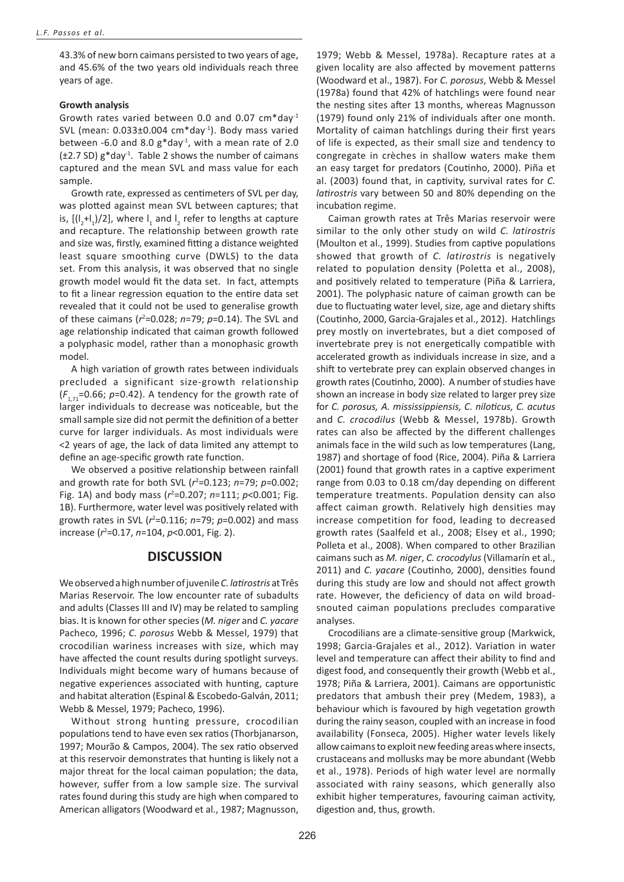43.3% of new born caimans persisted to two years of age, and 45.6% of the two years old individuals reach three years of age.

**Growth analysis**

Growth rates varied between 0.0 and 0.07 cm*day$^{-1}$ SVL (mean: 0.033±0.004 cm*day$^{-1}$). Body mass varied between -6.0 and 8.0 g*day$^{-1}$, with a mean rate of 2.0 (±2.7 SD) g*day$^{-1}$. Table 2 shows the number of caimans captured and the mean SVL and mass value for each sample.

Growth rate, expressed as centimeters of SVL per day, was plotted against mean SVL between captures; that is, $[(l_2+l_1)/2]$, where $l_1$ and $l_2$ refer to lengths at capture and recapture. The relationship between growth rate and size was, firstly, examined fitting a distance weighted least square smoothing curve (DWLS) to the data set. From this analysis, it was observed that no single growth model would fit the data set. In fact, attempts to fit a linear regression equation to the entire data set revealed that it could not be used to generalise growth of these caimans ($r^2$=0.028; $n$=79; $p$=0.14). The SVL and age relationship indicated that caiman growth followed a polyphasic model, rather than a monophasic growth model.

A high variation of growth rates between individuals precluded a significant size-growth relationship ($F_{1,71}$=0.66; $p$=0.42). A tendency for the growth rate of larger individuals to decrease was noticeable, but the small sample size did not permit the definition of a better curve for larger individuals. As most individuals were <2 years of age, the lack of data limited any attempt to define an age-specific growth rate function.

We observed a positive relationship between rainfall and growth rate for both SVL ($r^2$=0.123; $n$=79; $p$=0.002; Fig. 1A) and body mass ($r^2$=0.207; $n$=111; $p$<0.001; Fig. 1B). Furthermore, water level was positively related with growth rates in SVL ($r^2$=0.116; $n$=79; $p$=0.002) and mass increase ($r^2$=0.17, $n$=104, $p$<0.001, Fig. 2).

## DISCUSSION

We observed a high number of juvenile *C. latirostris* at Três Marias Reservoir. The low encounter rate of subadults and adults (Classes III and IV) may be related to sampling bias. It is known for other species (*M. niger* and *C. yacare* Pacheco, 1996; *C. porosus* Webb & Messel, 1979) that crocodilian wariness increases with size, which may have affected the count results during spotlight surveys. Individuals might become wary of humans because of negative experiences associated with hunting, capture and habitat alteration (Espinal & Escobedo-Galván, 2011; Webb & Messel, 1979; Pacheco, 1996).

Without strong hunting pressure, crocodilian populations tend to have even sex ratios (Thorbjanarson, 1997; Mourão & Campos, 2004). The sex ratio observed at this reservoir demonstrates that hunting is likely not a major threat for the local caiman population; the data, however, suffer from a low sample size. The survival rates found during this study are high when compared to American alligators (Woodward et al., 1987; Magnusson, 1979; Webb & Messel, 1978a). Recapture rates at a given locality are also affected by movement patterns (Woodward et al., 1987). For *C. porosus*, Webb & Messel (1978a) found that 42% of hatchlings were found near the nesting sites after 13 months, whereas Magnusson (1979) found only 21% of individuals after one month. Mortality of caiman hatchlings during their first years of life is expected, as their small size and tendency to congregate in crèches in shallow waters make them an easy target for predators (Coutinho, 2000). Piña et al. (2003) found that, in captivity, survival rates for *C. latirostris* vary between 50 and 80% depending on the incubation regime.

Caiman growth rates at Três Marias reservoir were similar to the only other study on wild *C. latirostris* (Moulton et al., 1999). Studies from captive populations showed that growth of *C. latirostris* is negatively related to population density (Poletta et al., 2008), and positively related to temperature (Piña & Larriera, 2001). The polyphasic nature of caiman growth can be due to fluctuating water level, size, age and dietary shifts (Coutinho, 2000, Garcia-Grajales et al., 2012). Hatchlings prey mostly on invertebrates, but a diet composed of invertebrate prey is not energetically compatible with accelerated growth as individuals increase in size, and a shift to vertebrate prey can explain observed changes in growth rates (Coutinho, 2000). A number of studies have shown an increase in body size related to larger prey size for *C. porosus, A. mississippiensis, C. niloticus, C. acutus* and *C. crocodilus* (Webb & Messel, 1978b). Growth rates can also be affected by the different challenges animals face in the wild such as low temperatures (Lang, 1987) and shortage of food (Rice, 2004). Piña & Larriera (2001) found that growth rates in a captive experiment range from 0.03 to 0.18 cm/day depending on different temperature treatments. Population density can also affect caiman growth. Relatively high densities may increase competition for food, leading to decreased growth rates (Saalfeld et al., 2008; Elsey et al., 1990; Polleta et al., 2008). When compared to other Brazilian caimans such as *M. niger*, *C. crocodylus* (Villamarín et al., 2011) and *C. yacare* (Coutinho, 2000), densities found during this study are low and should not affect growth rate. However, the deficiency of data on wild broad-snouted caiman populations precludes comparative analyses.

Crocodilians are a climate-sensitive group (Markwick, 1998; Garcia-Grajales et al., 2012). Variation in water level and temperature can affect their ability to find and digest food, and consequently their growth (Webb et al., 1978; Piña & Larriera, 2001). Caimans are opportunistic predators that ambush their prey (Medem, 1983), a behaviour which is favoured by high vegetation growth during the rainy season, coupled with an increase in food availability (Fonseca, 2005). Higher water levels likely allow caimans to exploit new feeding areas where insects, crustaceans and mollusks may be more abundant (Webb et al., 1978). Periods of high water level are normally associated with rainy seasons, which generally also exhibit higher temperatures, favouring caiman activity, digestion and, thus, growth.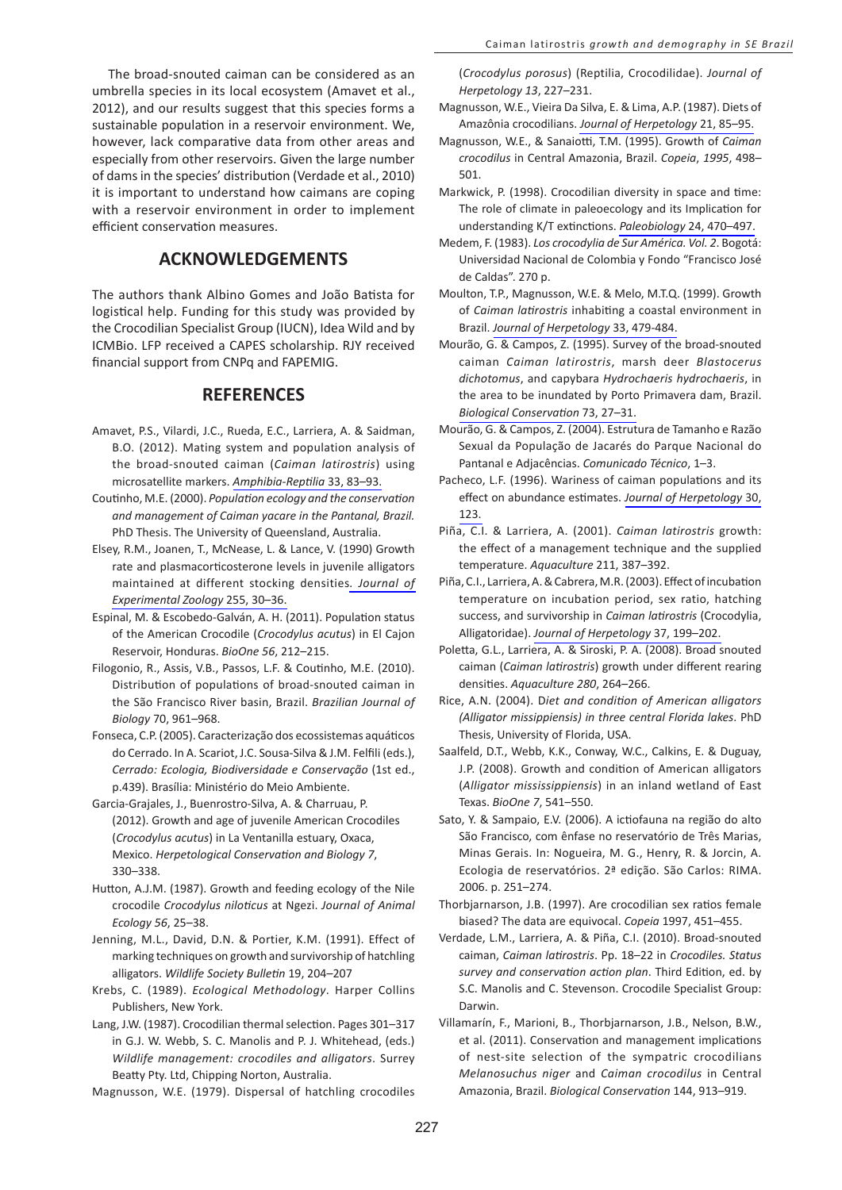The broad-snouted caiman can be considered as an umbrella species in its local ecosystem (Amavet et al., 2012), and our results suggest that this species forms a sustainable population in a reservoir environment. We, however, lack comparative data from other areas and especially from other reservoirs. Given the large number of dams in the species' distribution (Verdade et al., 2010) it is important to understand how caimans are coping with a reservoir environment in order to implement efficient conservation measures.

## ACKNOWLEDGEMENTS

The authors thank Albino Gomes and João Batista for logistical help. Funding for this study was provided by the Crocodilian Specialist Group (IUCN), Idea Wild and by ICMBio. LFP received a CAPES scholarship. RJY received financial support from CNPq and FAPEMIG.

## REFERENCES

Amavet, P.S., Vilardi, J.C., Rueda, E.C., Larriera, A. & Saidman, B.O. (2012). Mating system and population analysis of the broad-snouted caiman (*Caiman latirostris*) using microsatellite markers. *Amphibia-Reptilia* 33, 83–93.

Coutinho, M.E. (2000). *Population ecology and the conservation and management of Caiman yacare in the Pantanal, Brazil.* PhD Thesis. The University of Queensland, Australia.

Elsey, R.M., Joanen, T., McNease, L. & Lance, V. (1990) Growth rate and plasmacorticosterone levels in juvenile alligators maintained at different stocking densities. *Journal of Experimental Zoology* 255, 30–36.

Espinal, M. & Escobedo-Galván, A. H. (2011). Population status of the American Crocodile (*Crocodylus acutus*) in El Cajon Reservoir, Honduras. *BioOne 56*, 212–215.

Filogonio, R., Assis, V.B., Passos, L.F. & Coutinho, M.E. (2010). Distribution of populations of broad-snouted caiman in the São Francisco River basin, Brazil. *Brazilian Journal of Biology* 70, 961–968.

Fonseca, C.P. (2005). Caracterização dos ecossistemas aquáticos do Cerrado. In A. Scariot, J.C. Sousa-Silva & J.M. Felfili (eds.), *Cerrado: Ecologia, Biodiversidade e Conservação* (1st ed., p.439). Brasília: Ministério do Meio Ambiente.

Garcia-Grajales, J., Buenrostro-Silva, A. & Charruau, P. (2012). Growth and age of juvenile American Crocodiles (*Crocodylus acutus*) in La Ventanilla estuary, Oxaca, Mexico. *Herpetological Conservation and Biology 7*, 330–338.

Hutton, A.J.M. (1987). Growth and feeding ecology of the Nile crocodile *Crocodylus niloticus* at Ngezi. *Journal of Animal Ecology 56*, 25–38.

Jenning, M.L., David, D.N. & Portier, K.M. (1991). Effect of marking techniques on growth and survivorship of hatchling alligators. *Wildlife Society Bulletin* 19, 204–207

Krebs, C. (1989). *Ecological Methodology*. Harper Collins Publishers, New York.

Lang, J.W. (1987). Crocodilian thermal selection. Pages 301–317 in G.J. W. Webb, S. C. Manolis and P. J. Whitehead, (eds.) *Wildlife management: crocodiles and alligators*. Surrey Beatty Pty. Ltd, Chipping Norton, Australia.

Magnusson, W.E. (1979). Dispersal of hatchling crocodiles (*Crocodylus porosus*) (Reptilia, Crocodilidae). *Journal of Herpetology 13*, 227–231.

Magnusson, W.E., Vieira Da Silva, E. & Lima, A.P. (1987). Diets of Amazônia crocodilians. *Journal of Herpetology* 21, 85–95.

Magnusson, W.E., & Sanaiotti, T.M. (1995). Growth of *Caiman crocodilus* in Central Amazonia, Brazil. *Copeia*, *1995*, 498–501.

Markwick, P. (1998). Crocodilian diversity in space and time: The role of climate in paleoecology and its Implication for understanding K/T extinctions. *Paleobiology* 24, 470–497.

Medem, F. (1983). *Los crocodylia de Sur América. Vol. 2*. Bogotá: Universidad Nacional de Colombia y Fondo "Francisco José de Caldas". 270 p.

Moulton, T.P., Magnusson, W.E. & Melo, M.T.Q. (1999). Growth of *Caiman latirostris* inhabiting a coastal environment in Brazil. *Journal of Herpetology* 33, 479-484.

Mourão, G. & Campos, Z. (1995). Survey of the broad-snouted caiman *Caiman latirostris*, marsh deer *Blastocerus dichotomus*, and capybara *Hydrochaeris hydrochaeris*, in the area to be inundated by Porto Primavera dam, Brazil. *Biological Conservation* 73, 27–31.

Mourão, G. & Campos, Z. (2004). Estrutura de Tamanho e Razão Sexual da População de Jacarés do Parque Nacional do Pantanal e Adjacências. *Comunicado Técnico*, 1–3.

Pacheco, L.F. (1996). Wariness of caiman populations and its effect on abundance estimates. *Journal of Herpetology* 30, 123.

Piña, C.I. & Larriera, A. (2001). *Caiman latirostris* growth: the effect of a management technique and the supplied temperature. *Aquaculture* 211, 387–392.

Piña, C.I., Larriera, A. & Cabrera, M.R. (2003). Effect of incubation temperature on incubation period, sex ratio, hatching success, and survivorship in *Caiman latirostris* (Crocodylia, Alligatoridae). *Journal of Herpetology* 37, 199–202.

Poletta, G.L., Larriera, A. & Siroski, P. A. (2008). Broad snouted caiman (*Caiman latirostris*) growth under different rearing densities. *Aquaculture 280*, 264–266.

Rice, A.N. (2004). D*iet and condition of American alligators (Alligator missippiensis) in three central Florida lakes*. PhD Thesis, University of Florida, USA.

Saalfeld, D.T., Webb, K.K., Conway, W.C., Calkins, E. & Duguay, J.P. (2008). Growth and condition of American alligators (*Alligator mississippiensis*) in an inland wetland of East Texas. *BioOne 7*, 541–550.

Sato, Y. & Sampaio, E.V. (2006). A ictiofauna na região do alto São Francisco, com ênfase no reservatório de Três Marias, Minas Gerais. In: Nogueira, M. G., Henry, R. & Jorcin, A. Ecologia de reservatórios. 2ª edição. São Carlos: RIMA. 2006. p. 251–274.

Thorbjarnarson, J.B. (1997). Are crocodilian sex ratios female biased? The data are equivocal. *Copeia* 1997, 451–455.

Verdade, L.M., Larriera, A. & Piña, C.I. (2010). Broad-snouted caiman, *Caiman latirostris*. Pp. 18–22 in *Crocodiles. Status survey and conservation action plan*. Third Edition, ed. by S.C. Manolis and C. Stevenson. Crocodile Specialist Group: Darwin.

Villamarín, F., Marioni, B., Thorbjarnarson, J.B., Nelson, B.W., et al. (2011). Conservation and management implications of nest-site selection of the sympatric crocodilians *Melanosuchus niger* and *Caiman crocodilus* in Central Amazonia, Brazil. *Biological Conservation* 144, 913–919.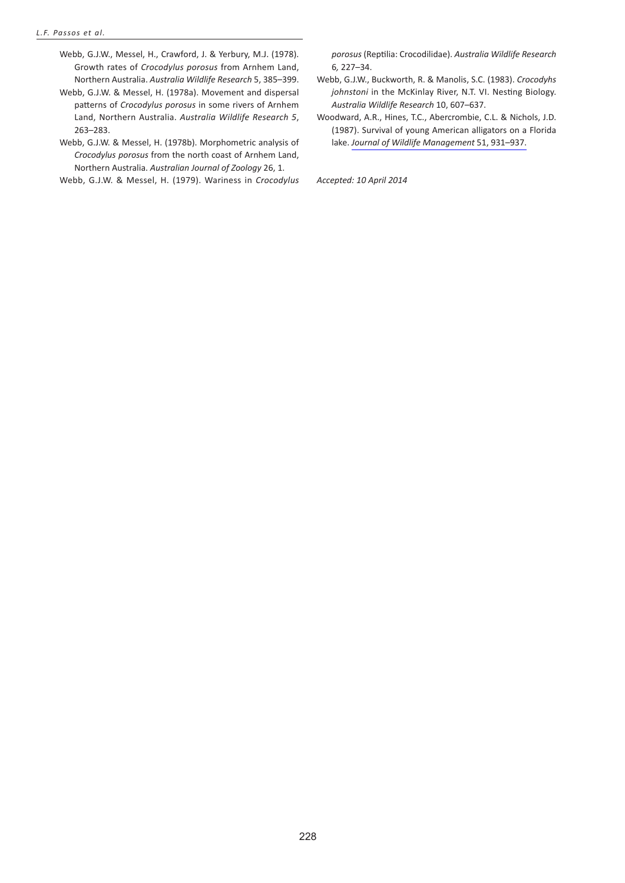Webb, G.J.W., Messel, H., Crawford, J. & Yerbury, M.J. (1978). Growth rates of *Crocodylus porosus* from Arnhem Land, Northern Australia. *Australia Wildlife Research* 5, 385–399.

Webb, G.J.W. & Messel, H. (1978a). Movement and dispersal patterns of *Crocodylus porosus* in some rivers of Arnhem Land, Northern Australia. *Australia Wildlife Research 5*, 263–283.

Webb, G.J.W. & Messel, H. (1978b). Morphometric analysis of *Crocodylus porosus* from the north coast of Arnhem Land, Northern Australia. *Australian Journal of Zoology* 26, 1.

Webb, G.J.W. & Messel, H. (1979). Wariness in *Crocodylus porosus* (Reptilia: Crocodilidae). *Australia Wildlife Research* 6*,* 227–34.

Webb, G.J.W., Buckworth, R. & Manolis, S.C. (1983). *Crocodyhs johnstoni* in the McKinlay River, N.T. VI. Nesting Biology. *Australia Wildlife Research* 10, 607–637.

Woodward, A.R., Hines, T.C., Abercrombie, C.L. & Nichols, J.D. (1987). Survival of young American alligators on a Florida lake. *Journal of Wildlife Management* 51, 931–937.

*Accepted: 10 April 2014*